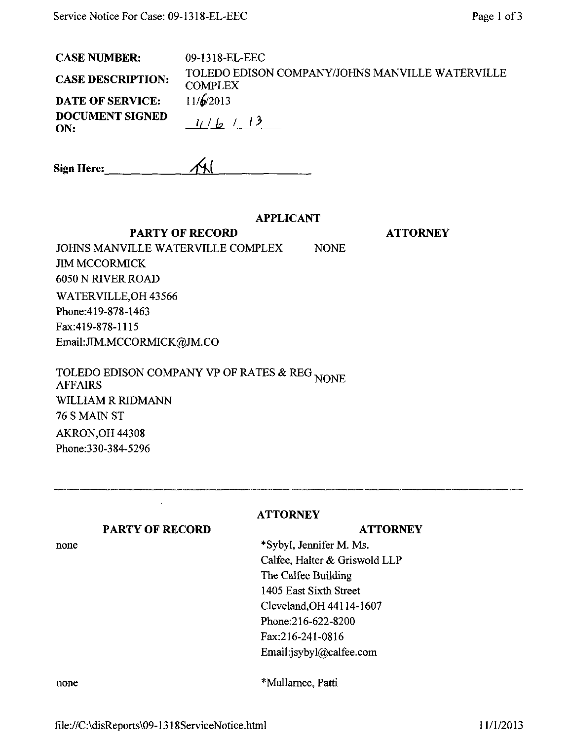| | |
|---|---|
| **CASE NUMBER:** | 09-1318-EL-EEC |
| **CASE DESCRIPTION:** | TOLEDO EDISON COMPANY/JOHNS MANVILLE WATERVILLE COMPLEX |
| **DATE OF SERVICE:** | 11/6/2013 |
| **DOCUMENT SIGNED ON:** | 11/6/13 |

**Sign Here:** _______TM_______

## APPLICANT

| PARTY OF RECORD | ATTORNEY |
|---|---|
| JOHNS MANVILLE WATERVILLE COMPLEX<br>JIM MCCORMICK<br>6050 N RIVER ROAD<br>WATERVILLE,OH 43566<br>Phone:419-878-1463<br>Fax:419-878-1115<br>Email:JIM.MCCORMICK@JM.CO | NONE |
| TOLEDO EDISON COMPANY VP OF RATES & REG AFFAIRS<br>WILLIAM R RIDMANN<br>76 S MAIN ST<br>AKRON,OH 44308<br>Phone:330-384-5296 | NONE |

---

## ATTORNEY

| PARTY OF RECORD | ATTORNEY |
|---|---|
| none | *Sybyl, Jennifer M. Ms.<br>Calfee, Halter & Griswold LLP<br>The Calfee Building<br>1405 East Sixth Street<br>Cleveland,OH 44114-1607<br>Phone:216-622-8200<br>Fax:216-241-0816<br>Email:jsybyl@calfee.com |
| none | *Mallarnee, Patti |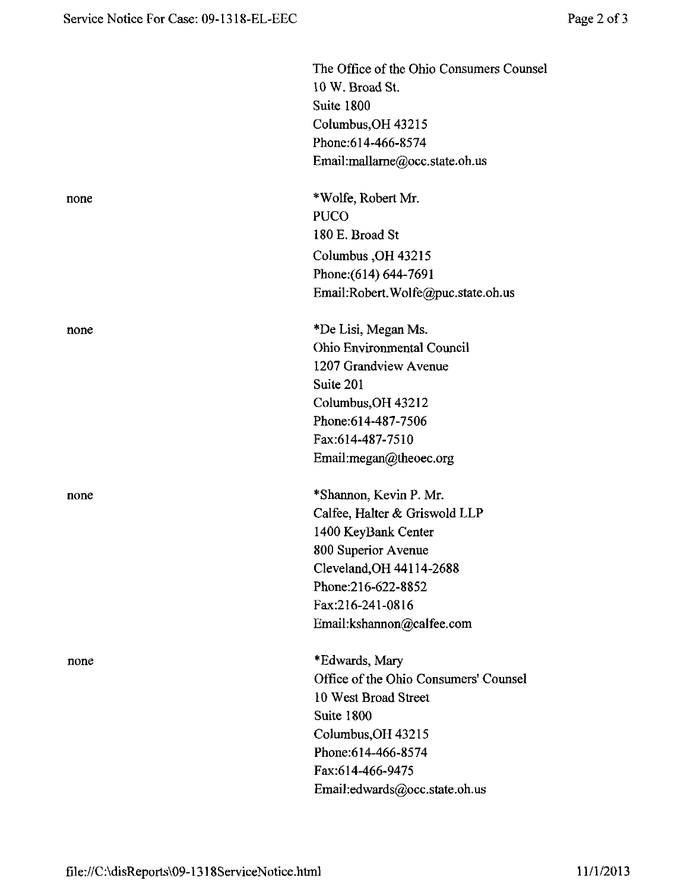| | |
|---|---|
| | The Office of the Ohio Consumers Counsel<br>10 W. Broad St.<br>Suite 1800<br>Columbus,OH 43215<br>Phone:614-466-8574<br>Email:mallarne@occ.state.oh.us |
| none | *Wolfe, Robert Mr.<br>PUCO<br>180 E. Broad St<br>Columbus ,OH 43215<br>Phone:(614) 644-7691<br>Email:Robert.Wolfe@puc.state.oh.us |
| none | *De Lisi, Megan Ms.<br>Ohio Environmental Council<br>1207 Grandview Avenue<br>Suite 201<br>Columbus,OH 43212<br>Phone:614-487-7506<br>Fax:614-487-7510<br>Email:megan@theoec.org |
| none | *Shannon, Kevin P. Mr.<br>Calfee, Halter & Griswold LLP<br>1400 KeyBank Center<br>800 Superior Avenue<br>Cleveland,OH 44114-2688<br>Phone:216-622-8852<br>Fax:216-241-0816<br>Email:kshannon@calfee.com |
| none | *Edwards, Mary<br>Office of the Ohio Consumers' Counsel<br>10 West Broad Street<br>Suite 1800<br>Columbus,OH 43215<br>Phone:614-466-8574<br>Fax:614-466-9475<br>Email:edwards@occ.state.oh.us |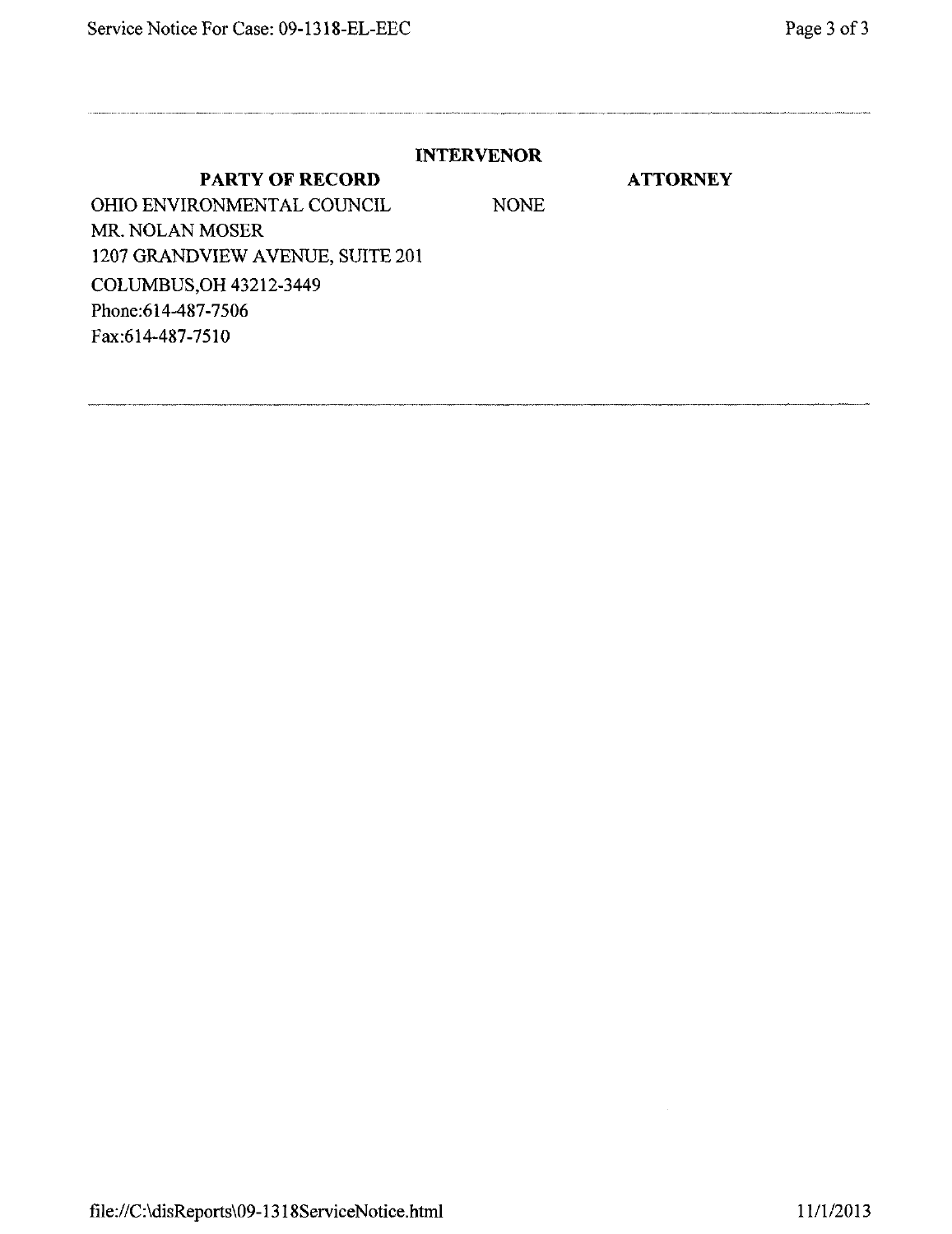## INTERVENOR

| PARTY OF RECORD | | ATTORNEY |
|---|---|---|
| OHIO ENVIRONMENTAL COUNCIL<br>MR. NOLAN MOSER<br>1207 GRANDVIEW AVENUE, SUITE 201<br>COLUMBUS,OH 43212-3449<br>Phone:614-487-7506<br>Fax:614-487-7510 | NONE | |